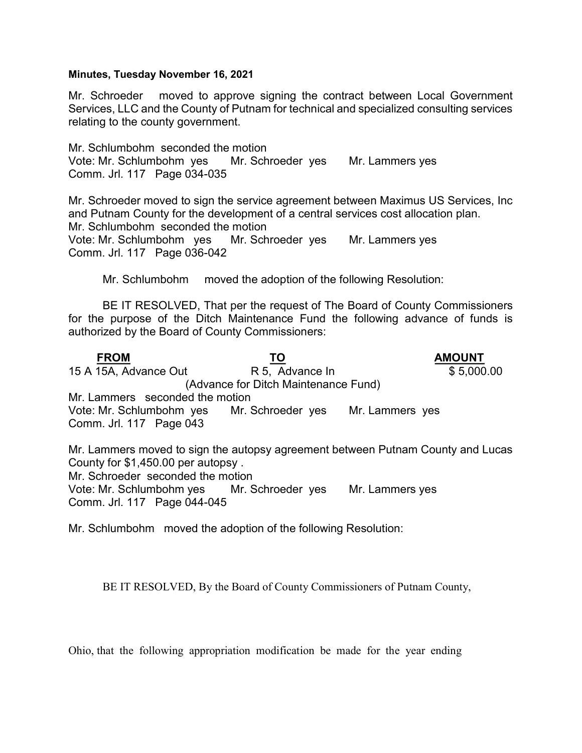**Minutes, Tuesday November 16, 2021**

Mr. Schroeder moved to approve signing the contract between Local Government Services, LLC and the County of Putnam for technical and specialized consulting services relating to the county government.

Mr. Schlumbohm seconded the motion
Vote: Mr. Schlumbohm yes Mr. Schroeder yes Mr. Lammers yes
Comm. Jrl. 117 Page 034-035

Mr. Schroeder moved to sign the service agreement between Maximus US Services, Inc and Putnam County for the development of a central services cost allocation plan.
Mr. Schlumbohm seconded the motion
Vote: Mr. Schlumbohm yes Mr. Schroeder yes Mr. Lammers yes
Comm. Jrl. 117 Page 036-042

Mr. Schlumbohm moved the adoption of the following Resolution:

BE IT RESOLVED, That per the request of The Board of County Commissioners for the purpose of the Ditch Maintenance Fund the following advance of funds is authorized by the Board of County Commissioners:

| FROM | TO | AMOUNT |
|---|---|---|
| 15 A 15A, Advance Out | R 5, Advance In | $ 5,000.00 |
| | (Advance for Ditch Maintenance Fund) | |

Mr. Lammers seconded the motion
Vote: Mr. Schlumbohm yes Mr. Schroeder yes Mr. Lammers yes
Comm. Jrl. 117 Page 043

Mr. Lammers moved to sign the autopsy agreement between Putnam County and Lucas County for $1,450.00 per autopsy .
Mr. Schroeder seconded the motion
Vote: Mr. Schlumbohm yes Mr. Schroeder yes Mr. Lammers yes
Comm. Jrl. 117 Page 044-045

Mr. Schlumbohm moved the adoption of the following Resolution:

BE IT RESOLVED, By the Board of County Commissioners of Putnam County,

Ohio, that the following appropriation modification be made for the year ending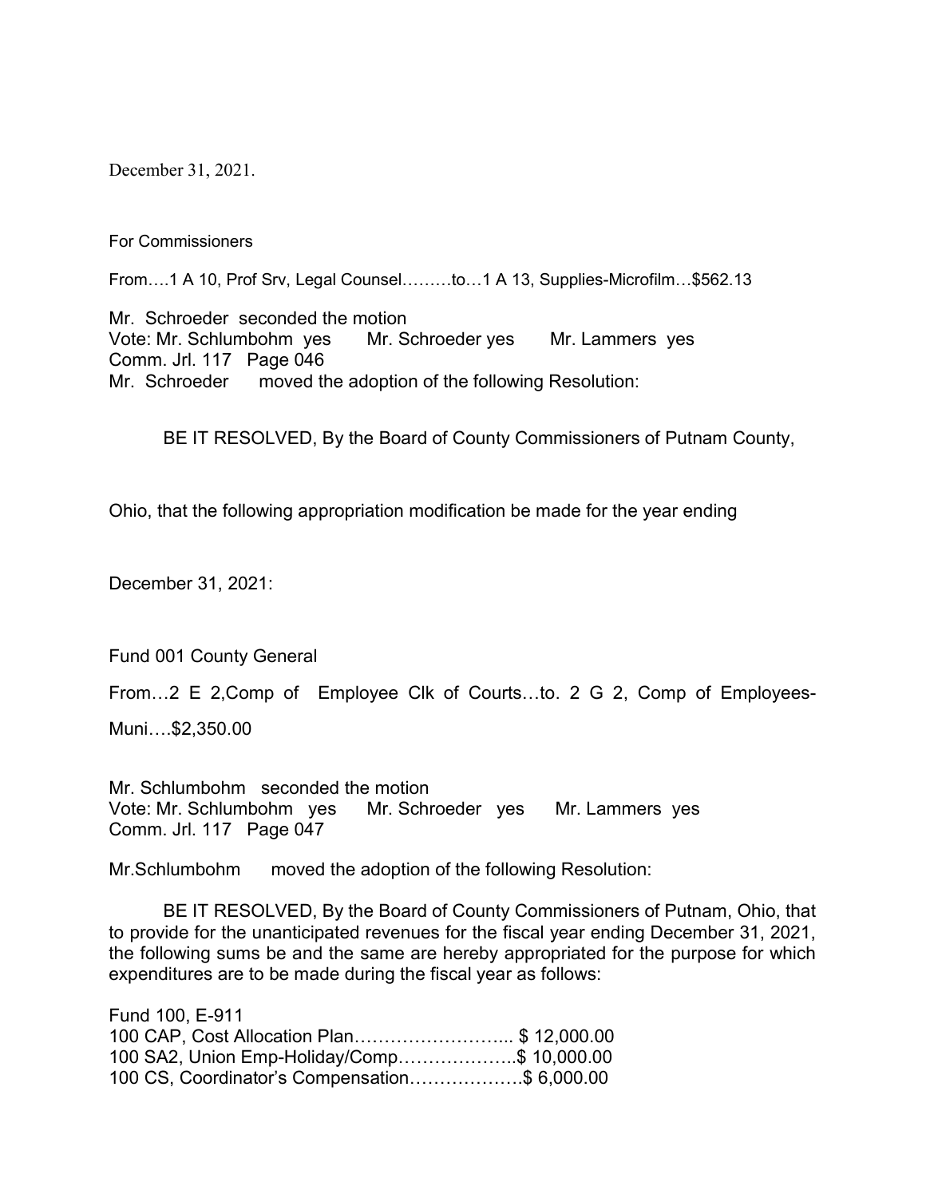December 31, 2021.

For Commissioners

From….1 A 10, Prof Srv, Legal Counsel………to…1 A 13, Supplies-Microfilm…$562.13

Mr. Schroeder seconded the motion
Vote: Mr. Schlumbohm yes Mr. Schroeder yes Mr. Lammers yes
Comm. Jrl. 117 Page 046
Mr. Schroeder moved the adoption of the following Resolution:

BE IT RESOLVED, By the Board of County Commissioners of Putnam County,

Ohio, that the following appropriation modification be made for the year ending

December 31, 2021:

Fund 001 County General

From…2 E 2,Comp of Employee Clk of Courts…to. 2 G 2, Comp of Employees-Muni….$2,350.00

Mr. Schlumbohm seconded the motion
Vote: Mr. Schlumbohm yes Mr. Schroeder yes Mr. Lammers yes
Comm. Jrl. 117 Page 047

Mr.Schlumbohm moved the adoption of the following Resolution:

BE IT RESOLVED, By the Board of County Commissioners of Putnam, Ohio, that to provide for the unanticipated revenues for the fiscal year ending December 31, 2021, the following sums be and the same are hereby appropriated for the purpose for which expenditures are to be made during the fiscal year as follows:

Fund 100, E-911
100 CAP, Cost Allocation Plan…………………….. $ 12,000.00
100 SA2, Union Emp-Holiday/Comp………………..$ 10,000.00
100 CS, Coordinator's Compensation……………….$ 6,000.00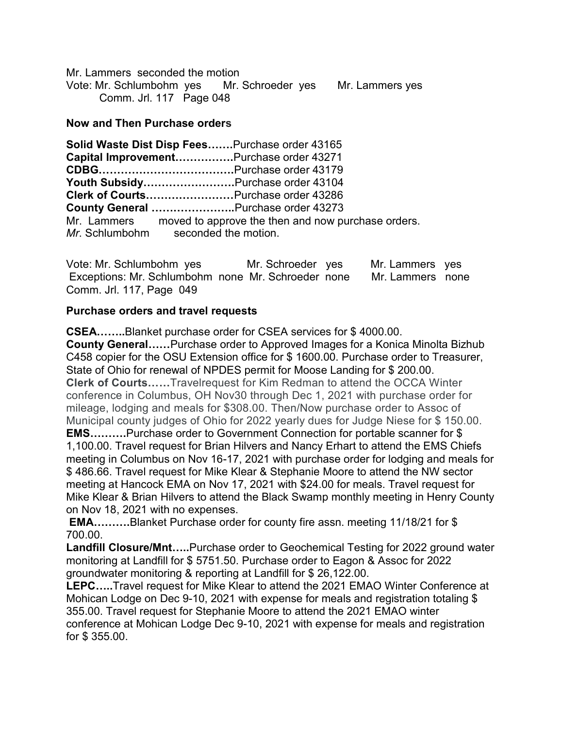Mr. Lammers seconded the motion
Vote: Mr. Schlumbohm yes Mr. Schroeder yes Mr. Lammers yes
Comm. Jrl. 117 Page 048

**Now and Then Purchase orders**

**Solid Waste Dist Disp Fees…….**Purchase order 43165
**Capital Improvement…………….**Purchase order 43271
**CDBG……………………………….**Purchase order 43179
**Youth Subsidy…………………….**Purchase order 43104
**Clerk of Courts……………………**Purchase order 43286
**County General …………………..**Purchase order 43273
Mr. Lammers moved to approve the then and now purchase orders.
*Mr.* Schlumbohm seconded the motion.

Vote: Mr. Schlumbohm yes Mr. Schroeder yes Mr. Lammers yes
Exceptions: Mr. Schlumbohm none Mr. Schroeder none Mr. Lammers none
Comm. Jrl. 117, Page 049

**Purchase orders and travel requests**

**CSEA……..**Blanket purchase order for CSEA services for $ 4000.00.
**County General……**Purchase order to Approved Images for a Konica Minolta Bizhub C458 copier for the OSU Extension office for $ 1600.00. Purchase order to Treasurer, State of Ohio for renewal of NPDES permit for Moose Landing for $ 200.00.
**Clerk of Courts……**Travelrequest for Kim Redman to attend the OCCA Winter conference in Columbus, OH Nov30 through Dec 1, 2021 with purchase order for mileage, lodging and meals for $308.00. Then/Now purchase order to Assoc of Municipal county judges of Ohio for 2022 yearly dues for Judge Niese for $ 150.00.
**EMS……….**Purchase order to Government Connection for portable scanner for $ 1,100.00. Travel request for Brian Hilvers and Nancy Erhart to attend the EMS Chiefs meeting in Columbus on Nov 16-17, 2021 with purchase order for lodging and meals for $ 486.66. Travel request for Mike Klear & Stephanie Moore to attend the NW sector meeting at Hancock EMA on Nov 17, 2021 with $24.00 for meals. Travel request for Mike Klear & Brian Hilvers to attend the Black Swamp monthly meeting in Henry County on Nov 18, 2021 with no expenses.
**EMA……….**Blanket Purchase order for county fire assn. meeting 11/18/21 for $ 700.00.
**Landfill Closure/Mnt…..**Purchase order to Geochemical Testing for 2022 ground water monitoring at Landfill for $ 5751.50. Purchase order to Eagon & Assoc for 2022 groundwater monitoring & reporting at Landfill for $ 26,122.00.
**LEPC…..**Travel request for Mike Klear to attend the 2021 EMAO Winter Conference at Mohican Lodge on Dec 9-10, 2021 with expense for meals and registration totaling $ 355.00. Travel request for Stephanie Moore to attend the 2021 EMAO winter conference at Mohican Lodge Dec 9-10, 2021 with expense for meals and registration for $ 355.00.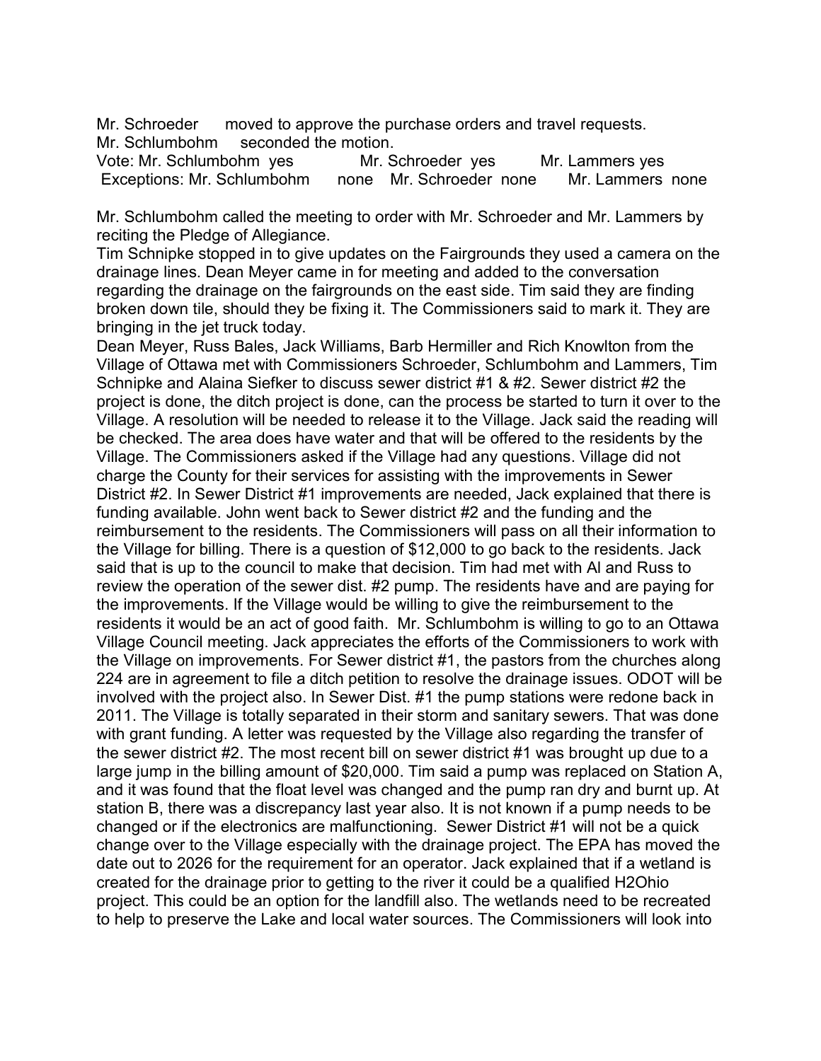Mr. Schroeder moved to approve the purchase orders and travel requests.
Mr. Schlumbohm seconded the motion.
Vote: Mr. Schlumbohm yes Mr. Schroeder yes Mr. Lammers yes
Exceptions: Mr. Schlumbohm none Mr. Schroeder none Mr. Lammers none

Mr. Schlumbohm called the meeting to order with Mr. Schroeder and Mr. Lammers by reciting the Pledge of Allegiance.
Tim Schnipke stopped in to give updates on the Fairgrounds they used a camera on the drainage lines. Dean Meyer came in for meeting and added to the conversation regarding the drainage on the fairgrounds on the east side. Tim said they are finding broken down tile, should they be fixing it. The Commissioners said to mark it. They are bringing in the jet truck today.
Dean Meyer, Russ Bales, Jack Williams, Barb Hermiller and Rich Knowlton from the Village of Ottawa met with Commissioners Schroeder, Schlumbohm and Lammers, Tim Schnipke and Alaina Siefker to discuss sewer district #1 & #2. Sewer district #2 the project is done, the ditch project is done, can the process be started to turn it over to the Village. A resolution will be needed to release it to the Village. Jack said the reading will be checked. The area does have water and that will be offered to the residents by the Village. The Commissioners asked if the Village had any questions. Village did not charge the County for their services for assisting with the improvements in Sewer District #2. In Sewer District #1 improvements are needed, Jack explained that there is funding available. John went back to Sewer district #2 and the funding and the reimbursement to the residents. The Commissioners will pass on all their information to the Village for billing. There is a question of $12,000 to go back to the residents. Jack said that is up to the council to make that decision. Tim had met with Al and Russ to review the operation of the sewer dist. #2 pump. The residents have and are paying for the improvements. If the Village would be willing to give the reimbursement to the residents it would be an act of good faith. Mr. Schlumbohm is willing to go to an Ottawa Village Council meeting. Jack appreciates the efforts of the Commissioners to work with the Village on improvements. For Sewer district #1, the pastors from the churches along 224 are in agreement to file a ditch petition to resolve the drainage issues. ODOT will be involved with the project also. In Sewer Dist. #1 the pump stations were redone back in 2011. The Village is totally separated in their storm and sanitary sewers. That was done with grant funding. A letter was requested by the Village also regarding the transfer of the sewer district #2. The most recent bill on sewer district #1 was brought up due to a large jump in the billing amount of $20,000. Tim said a pump was replaced on Station A, and it was found that the float level was changed and the pump ran dry and burnt up. At station B, there was a discrepancy last year also. It is not known if a pump needs to be changed or if the electronics are malfunctioning. Sewer District #1 will not be a quick change over to the Village especially with the drainage project. The EPA has moved the date out to 2026 for the requirement for an operator. Jack explained that if a wetland is created for the drainage prior to getting to the river it could be a qualified H2Ohio project. This could be an option for the landfill also. The wetlands need to be recreated to help to preserve the Lake and local water sources. The Commissioners will look into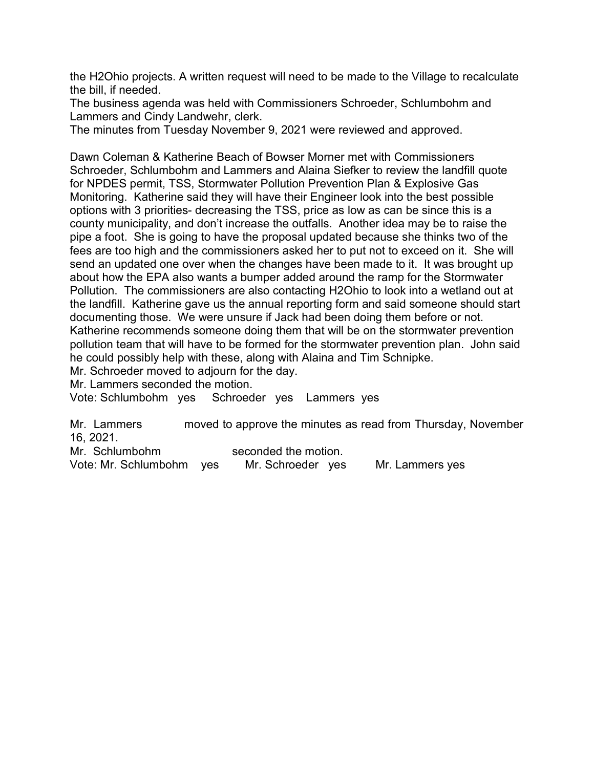the H2Ohio projects. A written request will need to be made to the Village to recalculate the bill, if needed.

The business agenda was held with Commissioners Schroeder, Schlumbohm and Lammers and Cindy Landwehr, clerk.

The minutes from Tuesday November 9, 2021 were reviewed and approved.

Dawn Coleman & Katherine Beach of Bowser Morner met with Commissioners Schroeder, Schlumbohm and Lammers and Alaina Siefker to review the landfill quote for NPDES permit, TSS, Stormwater Pollution Prevention Plan & Explosive Gas Monitoring. Katherine said they will have their Engineer look into the best possible options with 3 priorities- decreasing the TSS, price as low as can be since this is a county municipality, and don't increase the outfalls. Another idea may be to raise the pipe a foot. She is going to have the proposal updated because she thinks two of the fees are too high and the commissioners asked her to put not to exceed on it. She will send an updated one over when the changes have been made to it. It was brought up about how the EPA also wants a bumper added around the ramp for the Stormwater Pollution. The commissioners are also contacting H2Ohio to look into a wetland out at the landfill. Katherine gave us the annual reporting form and said someone should start documenting those. We were unsure if Jack had been doing them before or not. Katherine recommends someone doing them that will be on the stormwater prevention pollution team that will have to be formed for the stormwater prevention plan. John said he could possibly help with these, along with Alaina and Tim Schnipke.

Mr. Schroeder moved to adjourn for the day.

Mr. Lammers seconded the motion.

Vote: Schlumbohm yes Schroeder yes Lammers yes

Mr. Lammers moved to approve the minutes as read from Thursday, November 16, 2021.

Mr. Schlumbohm seconded the motion.

Vote: Mr. Schlumbohm yes Mr. Schroeder yes Mr. Lammers yes